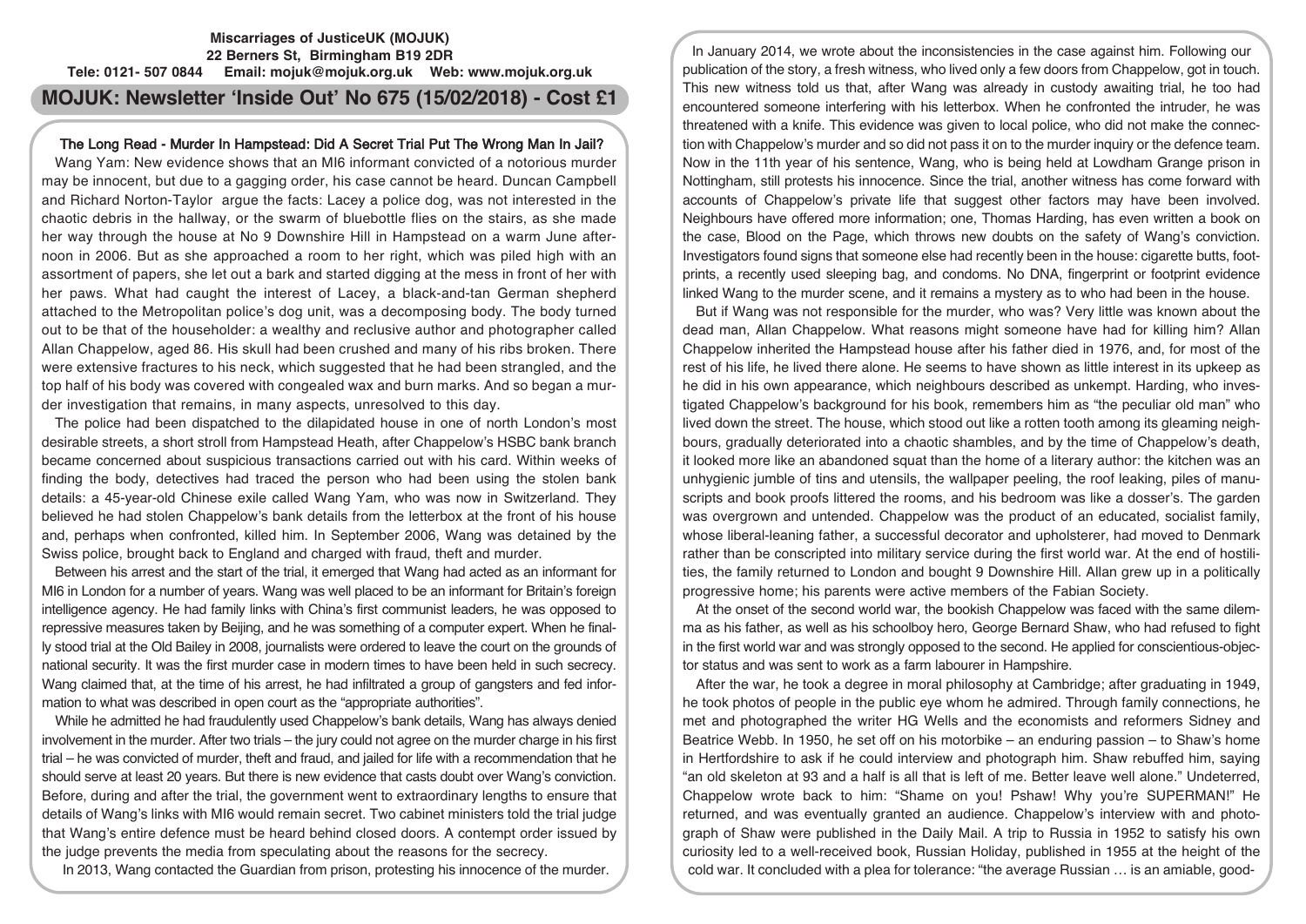**Miscarriages of JusticeUK (MOJUK)**
**22 Berners St, Birmingham B19 2DR**
**Tele: 0121- 507 0844 Email: mojuk@mojuk.org.uk Web: www.mojuk.org.uk**

# MOJUK: Newsletter 'Inside Out' No 675 (15/02/2018) - Cost £1

## The Long Read - Murder In Hampstead: Did A Secret Trial Put The Wrong Man In Jail?

Wang Yam: New evidence shows that an MI6 informant convicted of a notorious murder may be innocent, but due to a gagging order, his case cannot be heard. Duncan Campbell and Richard Norton-Taylor argue the facts: Lacey a police dog, was not interested in the chaotic debris in the hallway, or the swarm of bluebottle flies on the stairs, as she made her way through the house at No 9 Downshire Hill in Hampstead on a warm June afternoon in 2006. But as she approached a room to her right, which was piled high with an assortment of papers, she let out a bark and started digging at the mess in front of her with her paws. What had caught the interest of Lacey, a black-and-tan German shepherd attached to the Metropolitan police's dog unit, was a decomposing body. The body turned out to be that of the householder: a wealthy and reclusive author and photographer called Allan Chappelow, aged 86. His skull had been crushed and many of his ribs broken. There were extensive fractures to his neck, which suggested that he had been strangled, and the top half of his body was covered with congealed wax and burn marks. And so began a murder investigation that remains, in many aspects, unresolved to this day.

The police had been dispatched to the dilapidated house in one of north London's most desirable streets, a short stroll from Hampstead Heath, after Chappelow's HSBC bank branch became concerned about suspicious transactions carried out with his card. Within weeks of finding the body, detectives had traced the person who had been using the stolen bank details: a 45-year-old Chinese exile called Wang Yam, who was now in Switzerland. They believed he had stolen Chappelow's bank details from the letterbox at the front of his house and, perhaps when confronted, killed him. In September 2006, Wang was detained by the Swiss police, brought back to England and charged with fraud, theft and murder.

Between his arrest and the start of the trial, it emerged that Wang had acted as an informant for MI6 in London for a number of years. Wang was well placed to be an informant for Britain's foreign intelligence agency. He had family links with China's first communist leaders, he was opposed to repressive measures taken by Beijing, and he was something of a computer expert. When he finally stood trial at the Old Bailey in 2008, journalists were ordered to leave the court on the grounds of national security. It was the first murder case in modern times to have been held in such secrecy. Wang claimed that, at the time of his arrest, he had infiltrated a group of gangsters and fed information to what was described in open court as the "appropriate authorities".

While he admitted he had fraudulently used Chappelow's bank details, Wang has always denied involvement in the murder. After two trials – the jury could not agree on the murder charge in his first trial – he was convicted of murder, theft and fraud, and jailed for life with a recommendation that he should serve at least 20 years. But there is new evidence that casts doubt over Wang's conviction. Before, during and after the trial, the government went to extraordinary lengths to ensure that details of Wang's links with MI6 would remain secret. Two cabinet ministers told the trial judge that Wang's entire defence must be heard behind closed doors. A contempt order issued by the judge prevents the media from speculating about the reasons for the secrecy.

In 2013, Wang contacted the Guardian from prison, protesting his innocence of the murder. In January 2014, we wrote about the inconsistencies in the case against him. Following our publication of the story, a fresh witness, who lived only a few doors from Chappelow, got in touch. This new witness told us that, after Wang was already in custody awaiting trial, he too had encountered someone interfering with his letterbox. When he confronted the intruder, he was threatened with a knife. This evidence was given to local police, who did not make the connection with Chappelow's murder and so did not pass it on to the murder inquiry or the defence team. Now in the 11th year of his sentence, Wang, who is being held at Lowdham Grange prison in Nottingham, still protests his innocence. Since the trial, another witness has come forward with accounts of Chappelow's private life that suggest other factors may have been involved. Neighbours have offered more information; one, Thomas Harding, has even written a book on the case, Blood on the Page, which throws new doubts on the safety of Wang's conviction. Investigators found signs that someone else had recently been in the house: cigarette butts, footprints, a recently used sleeping bag, and condoms. No DNA, fingerprint or footprint evidence linked Wang to the murder scene, and it remains a mystery as to who had been in the house.

But if Wang was not responsible for the murder, who was? Very little was known about the dead man, Allan Chappelow. What reasons might someone have had for killing him? Allan Chappelow inherited the Hampstead house after his father died in 1976, and, for most of the rest of his life, he lived there alone. He seems to have shown as little interest in its upkeep as he did in his own appearance, which neighbours described as unkempt. Harding, who investigated Chappelow's background for his book, remembers him as "the peculiar old man" who lived down the street. The house, which stood out like a rotten tooth among its gleaming neighbours, gradually deteriorated into a chaotic shambles, and by the time of Chappelow's death, it looked more like an abandoned squat than the home of a literary author: the kitchen was an unhygienic jumble of tins and utensils, the wallpaper peeling, the roof leaking, piles of manuscripts and book proofs littered the rooms, and his bedroom was like a dosser's. The garden was overgrown and untended. Chappelow was the product of an educated, socialist family, whose liberal-leaning father, a successful decorator and upholsterer, had moved to Denmark rather than be conscripted into military service during the first world war. At the end of hostilities, the family returned to London and bought 9 Downshire Hill. Allan grew up in a politically progressive home; his parents were active members of the Fabian Society.

At the onset of the second world war, the bookish Chappelow was faced with the same dilemma as his father, as well as his schoolboy hero, George Bernard Shaw, who had refused to fight in the first world war and was strongly opposed to the second. He applied for conscientious-objector status and was sent to work as a farm labourer in Hampshire.

After the war, he took a degree in moral philosophy at Cambridge; after graduating in 1949, he took photos of people in the public eye whom he admired. Through family connections, he met and photographed the writer HG Wells and the economists and reformers Sidney and Beatrice Webb. In 1950, he set off on his motorbike – an enduring passion – to Shaw's home in Hertfordshire to ask if he could interview and photograph him. Shaw rebuffed him, saying "an old skeleton at 93 and a half is all that is left of me. Better leave well alone." Undeterred, Chappelow wrote back to him: "Shame on you! Pshaw! Why you're SUPERMAN!" He returned, and was eventually granted an audience. Chappelow's interview with and photograph of Shaw were published in the Daily Mail. A trip to Russia in 1952 to satisfy his own curiosity led to a well-received book, Russian Holiday, published in 1955 at the height of the cold war. It concluded with a plea for tolerance: "the average Russian … is an amiable, good-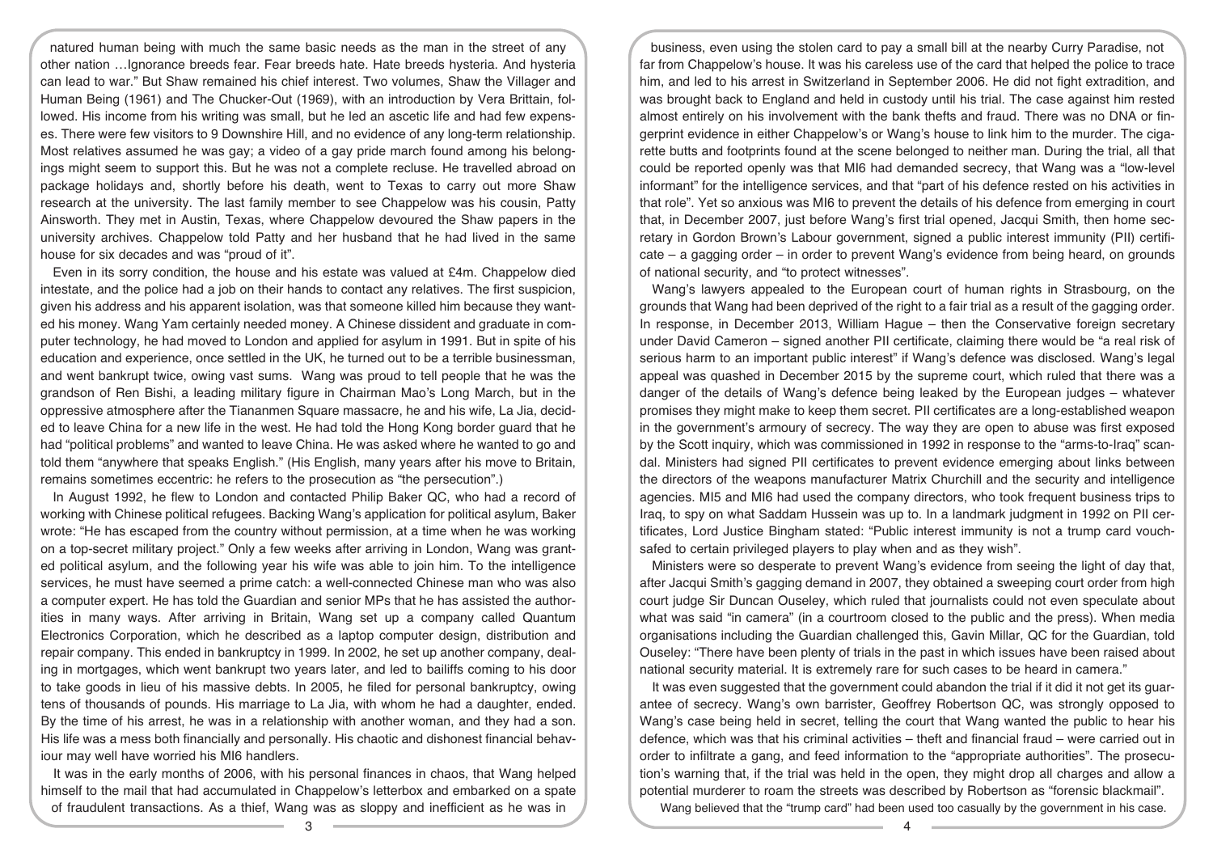natured human being with much the same basic needs as the man in the street of any other nation …Ignorance breeds fear. Fear breeds hate. Hate breeds hysteria. And hysteria can lead to war." But Shaw remained his chief interest. Two volumes, Shaw the Villager and Human Being (1961) and The Chucker-Out (1969), with an introduction by Vera Brittain, followed. His income from his writing was small, but he led an ascetic life and had few expenses. There were few visitors to 9 Downshire Hill, and no evidence of any long-term relationship. Most relatives assumed he was gay; a video of a gay pride march found among his belongings might seem to support this. But he was not a complete recluse. He travelled abroad on package holidays and, shortly before his death, went to Texas to carry out more Shaw research at the university. The last family member to see Chappelow was his cousin, Patty Ainsworth. They met in Austin, Texas, where Chappelow devoured the Shaw papers in the university archives. Chappelow told Patty and her husband that he had lived in the same house for six decades and was "proud of it".

Even in its sorry condition, the house and his estate was valued at £4m. Chappelow died intestate, and the police had a job on their hands to contact any relatives. The first suspicion, given his address and his apparent isolation, was that someone killed him because they wanted his money. Wang Yam certainly needed money. A Chinese dissident and graduate in computer technology, he had moved to London and applied for asylum in 1991. But in spite of his education and experience, once settled in the UK, he turned out to be a terrible businessman, and went bankrupt twice, owing vast sums. Wang was proud to tell people that he was the grandson of Ren Bishi, a leading military figure in Chairman Mao's Long March, but in the oppressive atmosphere after the Tiananmen Square massacre, he and his wife, La Jia, decided to leave China for a new life in the west. He had told the Hong Kong border guard that he had "political problems" and wanted to leave China. He was asked where he wanted to go and told them "anywhere that speaks English." (His English, many years after his move to Britain, remains sometimes eccentric: he refers to the prosecution as "the persecution".)

In August 1992, he flew to London and contacted Philip Baker QC, who had a record of working with Chinese political refugees. Backing Wang's application for political asylum, Baker wrote: "He has escaped from the country without permission, at a time when he was working on a top-secret military project." Only a few weeks after arriving in London, Wang was granted political asylum, and the following year his wife was able to join him. To the intelligence services, he must have seemed a prime catch: a well-connected Chinese man who was also a computer expert. He has told the Guardian and senior MPs that he has assisted the authorities in many ways. After arriving in Britain, Wang set up a company called Quantum Electronics Corporation, which he described as a laptop computer design, distribution and repair company. This ended in bankruptcy in 1999. In 2002, he set up another company, dealing in mortgages, which went bankrupt two years later, and led to bailiffs coming to his door to take goods in lieu of his massive debts. In 2005, he filed for personal bankruptcy, owing tens of thousands of pounds. His marriage to La Jia, with whom he had a daughter, ended. By the time of his arrest, he was in a relationship with another woman, and they had a son. His life was a mess both financially and personally. His chaotic and dishonest financial behaviour may well have worried his MI6 handlers.

It was in the early months of 2006, with his personal finances in chaos, that Wang helped himself to the mail that had accumulated in Chappelow's letterbox and embarked on a spate of fraudulent transactions. As a thief, Wang was as sloppy and inefficient as he was in business, even using the stolen card to pay a small bill at the nearby Curry Paradise, not far from Chappelow's house. It was his careless use of the card that helped the police to trace him, and led to his arrest in Switzerland in September 2006. He did not fight extradition, and was brought back to England and held in custody until his trial. The case against him rested almost entirely on his involvement with the bank thefts and fraud. There was no DNA or fingerprint evidence in either Chappelow's or Wang's house to link him to the murder. The cigarette butts and footprints found at the scene belonged to neither man. During the trial, all that could be reported openly was that MI6 had demanded secrecy, that Wang was a "low-level informant" for the intelligence services, and that "part of his defence rested on his activities in that role". Yet so anxious was MI6 to prevent the details of his defence from emerging in court that, in December 2007, just before Wang's first trial opened, Jacqui Smith, then home secretary in Gordon Brown's Labour government, signed a public interest immunity (PII) certificate – a gagging order – in order to prevent Wang's evidence from being heard, on grounds of national security, and "to protect witnesses".

Wang's lawyers appealed to the European court of human rights in Strasbourg, on the grounds that Wang had been deprived of the right to a fair trial as a result of the gagging order. In response, in December 2013, William Hague – then the Conservative foreign secretary under David Cameron – signed another PII certificate, claiming there would be "a real risk of serious harm to an important public interest" if Wang's defence was disclosed. Wang's legal appeal was quashed in December 2015 by the supreme court, which ruled that there was a danger of the details of Wang's defence being leaked by the European judges – whatever promises they might make to keep them secret. PII certificates are a long-established weapon in the government's armoury of secrecy. The way they are open to abuse was first exposed by the Scott inquiry, which was commissioned in 1992 in response to the "arms-to-Iraq" scandal. Ministers had signed PII certificates to prevent evidence emerging about links between the directors of the weapons manufacturer Matrix Churchill and the security and intelligence agencies. MI5 and MI6 had used the company directors, who took frequent business trips to Iraq, to spy on what Saddam Hussein was up to. In a landmark judgment in 1992 on PII certificates, Lord Justice Bingham stated: "Public interest immunity is not a trump card vouchsafed to certain privileged players to play when and as they wish".

Ministers were so desperate to prevent Wang's evidence from seeing the light of day that, after Jacqui Smith's gagging demand in 2007, they obtained a sweeping court order from high court judge Sir Duncan Ouseley, which ruled that journalists could not even speculate about what was said "in camera" (in a courtroom closed to the public and the press). When media organisations including the Guardian challenged this, Gavin Millar, QC for the Guardian, told Ouseley: "There have been plenty of trials in the past in which issues have been raised about national security material. It is extremely rare for such cases to be heard in camera."

It was even suggested that the government could abandon the trial if it did it not get its guarantee of secrecy. Wang's own barrister, Geoffrey Robertson QC, was strongly opposed to Wang's case being held in secret, telling the court that Wang wanted the public to hear his defence, which was that his criminal activities – theft and financial fraud – were carried out in order to infiltrate a gang, and feed information to the "appropriate authorities". The prosecution's warning that, if the trial was held in the open, they might drop all charges and allow a potential murderer to roam the streets was described by Robertson as "forensic blackmail".

Wang believed that the "trump card" had been used too casually by the government in his case.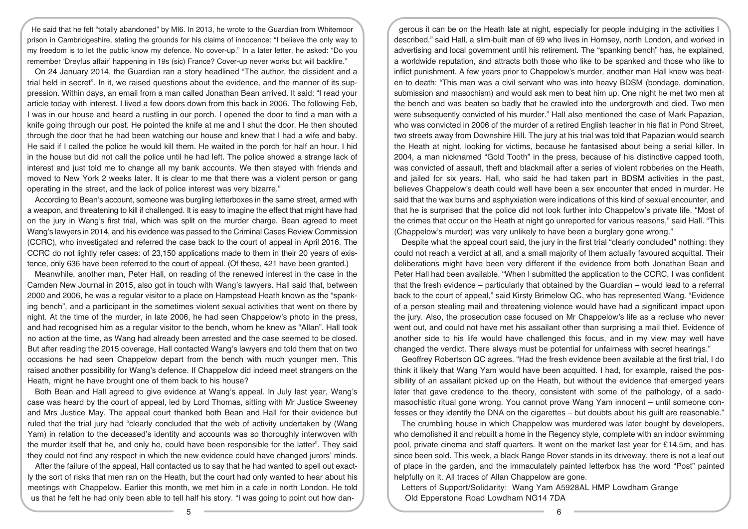He said that he felt "totally abandoned" by MI6. In 2013, he wrote to the Guardian from Whitemoor prison in Cambridgeshire, stating the grounds for his claims of innocence: "I believe the only way to my freedom is to let the public know my defence. No cover-up." In a later letter, he asked: "Do you remember 'Dreyfus affair' happening in 19s (sic) France? Cover-up never works but will backfire."

On 24 January 2014, the Guardian ran a story headlined "The author, the dissident and a trial held in secret". In it, we raised questions about the evidence, and the manner of its suppression. Within days, an email from a man called Jonathan Bean arrived. It said: "I read your article today with interest. I lived a few doors down from this back in 2006. The following Feb, I was in our house and heard a rustling in our porch. I opened the door to find a man with a knife going through our post. He pointed the knife at me and I shut the door. He then shouted through the door that he had been watching our house and knew that I had a wife and baby. He said if I called the police he would kill them. He waited in the porch for half an hour. I hid in the house but did not call the police until he had left. The police showed a strange lack of interest and just told me to change all my bank accounts. We then stayed with friends and moved to New York 2 weeks later. It is clear to me that there was a violent person or gang operating in the street, and the lack of police interest was very bizarre."

According to Bean's account, someone was burgling letterboxes in the same street, armed with a weapon, and threatening to kill if challenged. It is easy to imagine the effect that might have had on the jury in Wang's first trial, which was split on the murder charge. Bean agreed to meet Wang's lawyers in 2014, and his evidence was passed to the Criminal Cases Review Commission (CCRC), who investigated and referred the case back to the court of appeal in April 2016. The CCRC do not lightly refer cases: of 23,150 applications made to them in their 20 years of existence, only 636 have been referred to the court of appeal. (Of these, 421 have been granted.)

Meanwhile, another man, Peter Hall, on reading of the renewed interest in the case in the Camden New Journal in 2015, also got in touch with Wang's lawyers. Hall said that, between 2000 and 2006, he was a regular visitor to a place on Hampstead Heath known as the "spanking bench", and a participant in the sometimes violent sexual activities that went on there by night. At the time of the murder, in late 2006, he had seen Chappelow's photo in the press, and had recognised him as a regular visitor to the bench, whom he knew as "Allan". Hall took no action at the time, as Wang had already been arrested and the case seemed to be closed. But after reading the 2015 coverage, Hall contacted Wang's lawyers and told them that on two occasions he had seen Chappelow depart from the bench with much younger men. This raised another possibility for Wang's defence. If Chappelow did indeed meet strangers on the Heath, might he have brought one of them back to his house?

Both Bean and Hall agreed to give evidence at Wang's appeal. In July last year, Wang's case was heard by the court of appeal, led by Lord Thomas, sitting with Mr Justice Sweeney and Mrs Justice May. The appeal court thanked both Bean and Hall for their evidence but ruled that the trial jury had "clearly concluded that the web of activity undertaken by (Wang Yam) in relation to the deceased's identity and accounts was so thoroughly interwoven with the murder itself that he, and only he, could have been responsible for the latter". They said they could not find any respect in which the new evidence could have changed jurors' minds.

After the failure of the appeal, Hall contacted us to say that he had wanted to spell out exactly the sort of risks that men ran on the Heath, but the court had only wanted to hear about his meetings with Chappelow. Earlier this month, we met him in a cafe in north London. He told us that he felt he had only been able to tell half his story. "I was going to point out how dangerous it can be on the Heath late at night, especially for people indulging in the activities I described," said Hall, a slim-built man of 69 who lives in Hornsey, north London, and worked in advertising and local government until his retirement. The "spanking bench" has, he explained, a worldwide reputation, and attracts both those who like to be spanked and those who like to inflict punishment. A few years prior to Chappelow's murder, another man Hall knew was beaten to death: "This man was a civil servant who was into heavy BDSM (bondage, domination, submission and masochism) and would ask men to beat him up. One night he met two men at the bench and was beaten so badly that he crawled into the undergrowth and died. Two men were subsequently convicted of his murder." Hall also mentioned the case of Mark Papazian, who was convicted in 2006 of the murder of a retired English teacher in his flat in Pond Street, two streets away from Downshire Hill. The jury at his trial was told that Papazian would search the Heath at night, looking for victims, because he fantasised about being a serial killer. In 2004, a man nicknamed "Gold Tooth" in the press, because of his distinctive capped tooth, was convicted of assault, theft and blackmail after a series of violent robberies on the Heath, and jailed for six years. Hall, who said he had taken part in BDSM activities in the past, believes Chappelow's death could well have been a sex encounter that ended in murder. He said that the wax burns and asphyxiation were indications of this kind of sexual encounter, and that he is surprised that the police did not look further into Chappelow's private life. "Most of the crimes that occur on the Heath at night go unreported for various reasons," said Hall. "This (Chappelow's murder) was very unlikely to have been a burglary gone wrong."

Despite what the appeal court said, the jury in the first trial "clearly concluded" nothing: they could not reach a verdict at all, and a small majority of them actually favoured acquittal. Their deliberations might have been very different if the evidence from both Jonathan Bean and Peter Hall had been available. "When I submitted the application to the CCRC, I was confident that the fresh evidence – particularly that obtained by the Guardian – would lead to a referral back to the court of appeal," said Kirsty Brimelow QC, who has represented Wang. "Evidence of a person stealing mail and threatening violence would have had a significant impact upon the jury. Also, the prosecution case focused on Mr Chappelow's life as a recluse who never went out, and could not have met his assailant other than surprising a mail thief. Evidence of another side to his life would have challenged this focus, and in my view may well have changed the verdict. There always must be potential for unfairness with secret hearings."

Geoffrey Robertson QC agrees. "Had the fresh evidence been available at the first trial, I do think it likely that Wang Yam would have been acquitted. I had, for example, raised the possibility of an assailant picked up on the Heath, but without the evidence that emerged years later that gave credence to the theory, consistent with some of the pathology, of a sadomasochistic ritual gone wrong. You cannot prove Wang Yam innocent – until someone confesses or they identify the DNA on the cigarettes – but doubts about his guilt are reasonable."

The crumbling house in which Chappelow was murdered was later bought by developers, who demolished it and rebuilt a home in the Regency style, complete with an indoor swimming pool, private cinema and staff quarters. It went on the market last year for £14.5m, and has since been sold. This week, a black Range Rover stands in its driveway, there is not a leaf out of place in the garden, and the immaculately painted letterbox has the word "Post" painted helpfully on it. All traces of Allan Chappelow are gone.

Letters of Support/Solidarity: Wang Yam A5928AL HMP Lowdham Grange Old Epperstone Road Lowdham NG14 7DA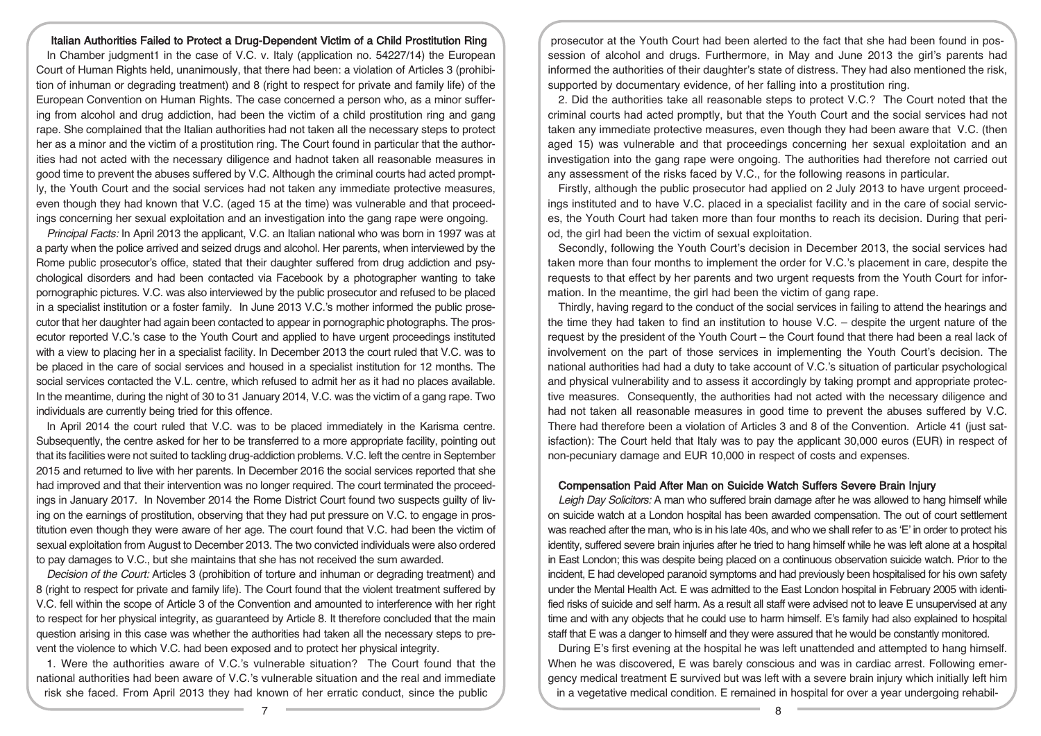### Italian Authorities Failed to Protect a Drug-Dependent Victim of a Child Prostitution Ring

In Chamber judgment1 in the case of V.C. v. Italy (application no. 54227/14) the European Court of Human Rights held, unanimously, that there had been: a violation of Articles 3 (prohibition of inhuman or degrading treatment) and 8 (right to respect for private and family life) of the European Convention on Human Rights. The case concerned a person who, as a minor suffering from alcohol and drug addiction, had been the victim of a child prostitution ring and gang rape. She complained that the Italian authorities had not taken all the necessary steps to protect her as a minor and the victim of a prostitution ring. The Court found in particular that the authorities had not acted with the necessary diligence and hadnot taken all reasonable measures in good time to prevent the abuses suffered by V.C. Although the criminal courts had acted promptly, the Youth Court and the social services had not taken any immediate protective measures, even though they had known that V.C. (aged 15 at the time) was vulnerable and that proceedings concerning her sexual exploitation and an investigation into the gang rape were ongoing.

*Principal Facts:* In April 2013 the applicant, V.C. an Italian national who was born in 1997 was at a party when the police arrived and seized drugs and alcohol. Her parents, when interviewed by the Rome public prosecutor's office, stated that their daughter suffered from drug addiction and psychological disorders and had been contacted via Facebook by a photographer wanting to take pornographic pictures. V.C. was also interviewed by the public prosecutor and refused to be placed in a specialist institution or a foster family. In June 2013 V.C.'s mother informed the public prosecutor that her daughter had again been contacted to appear in pornographic photographs. The prosecutor reported V.C.'s case to the Youth Court and applied to have urgent proceedings instituted with a view to placing her in a specialist facility. In December 2013 the court ruled that V.C. was to be placed in the care of social services and housed in a specialist institution for 12 months. The social services contacted the V.L. centre, which refused to admit her as it had no places available. In the meantime, during the night of 30 to 31 January 2014, V.C. was the victim of a gang rape. Two individuals are currently being tried for this offence.

In April 2014 the court ruled that V.C. was to be placed immediately in the Karisma centre. Subsequently, the centre asked for her to be transferred to a more appropriate facility, pointing out that its facilities were not suited to tackling drug-addiction problems. V.C. left the centre in September 2015 and returned to live with her parents. In December 2016 the social services reported that she had improved and that their intervention was no longer required. The court terminated the proceedings in January 2017. In November 2014 the Rome District Court found two suspects guilty of living on the earnings of prostitution, observing that they had put pressure on V.C. to engage in prostitution even though they were aware of her age. The court found that V.C. had been the victim of sexual exploitation from August to December 2013. The two convicted individuals were also ordered to pay damages to V.C., but she maintains that she has not received the sum awarded.

*Decision of the Court:* Articles 3 (prohibition of torture and inhuman or degrading treatment) and 8 (right to respect for private and family life). The Court found that the violent treatment suffered by V.C. fell within the scope of Article 3 of the Convention and amounted to interference with her right to respect for her physical integrity, as guaranteed by Article 8. It therefore concluded that the main question arising in this case was whether the authorities had taken all the necessary steps to prevent the violence to which V.C. had been exposed and to protect her physical integrity.

1. Were the authorities aware of V.C.'s vulnerable situation? The Court found that the national authorities had been aware of V.C.'s vulnerable situation and the real and immediate risk she faced. From April 2013 they had known of her erratic conduct, since the public prosecutor at the Youth Court had been alerted to the fact that she had been found in possession of alcohol and drugs. Furthermore, in May and June 2013 the girl's parents had informed the authorities of their daughter's state of distress. They had also mentioned the risk, supported by documentary evidence, of her falling into a prostitution ring.

2. Did the authorities take all reasonable steps to protect V.C.? The Court noted that the criminal courts had acted promptly, but that the Youth Court and the social services had not taken any immediate protective measures, even though they had been aware that V.C. (then aged 15) was vulnerable and that proceedings concerning her sexual exploitation and an investigation into the gang rape were ongoing. The authorities had therefore not carried out any assessment of the risks faced by V.C., for the following reasons in particular.

Firstly, although the public prosecutor had applied on 2 July 2013 to have urgent proceedings instituted and to have V.C. placed in a specialist facility and in the care of social services, the Youth Court had taken more than four months to reach its decision. During that period, the girl had been the victim of sexual exploitation.

Secondly, following the Youth Court's decision in December 2013, the social services had taken more than four months to implement the order for V.C.'s placement in care, despite the requests to that effect by her parents and two urgent requests from the Youth Court for information. In the meantime, the girl had been the victim of gang rape.

Thirdly, having regard to the conduct of the social services in failing to attend the hearings and the time they had taken to find an institution to house V.C. – despite the urgent nature of the request by the president of the Youth Court – the Court found that there had been a real lack of involvement on the part of those services in implementing the Youth Court's decision. The national authorities had had a duty to take account of V.C.'s situation of particular psychological and physical vulnerability and to assess it accordingly by taking prompt and appropriate protective measures. Consequently, the authorities had not acted with the necessary diligence and had not taken all reasonable measures in good time to prevent the abuses suffered by V.C. There had therefore been a violation of Articles 3 and 8 of the Convention. Article 41 (just satisfaction): The Court held that Italy was to pay the applicant 30,000 euros (EUR) in respect of non-pecuniary damage and EUR 10,000 in respect of costs and expenses.

### Compensation Paid After Man on Suicide Watch Suffers Severe Brain Injury

*Leigh Day Solicitors:* A man who suffered brain damage after he was allowed to hang himself while on suicide watch at a London hospital has been awarded compensation. The out of court settlement was reached after the man, who is in his late 40s, and who we shall refer to as 'E' in order to protect his identity, suffered severe brain injuries after he tried to hang himself while he was left alone at a hospital in East London; this was despite being placed on a continuous observation suicide watch. Prior to the incident, E had developed paranoid symptoms and had previously been hospitalised for his own safety under the Mental Health Act. E was admitted to the East London hospital in February 2005 with identified risks of suicide and self harm. As a result all staff were advised not to leave E unsupervised at any time and with any objects that he could use to harm himself. E's family had also explained to hospital staff that E was a danger to himself and they were assured that he would be constantly monitored.

During E's first evening at the hospital he was left unattended and attempted to hang himself. When he was discovered, E was barely conscious and was in cardiac arrest. Following emergency medical treatment E survived but was left with a severe brain injury which initially left him in a vegetative medical condition. E remained in hospital for over a year undergoing rehabil-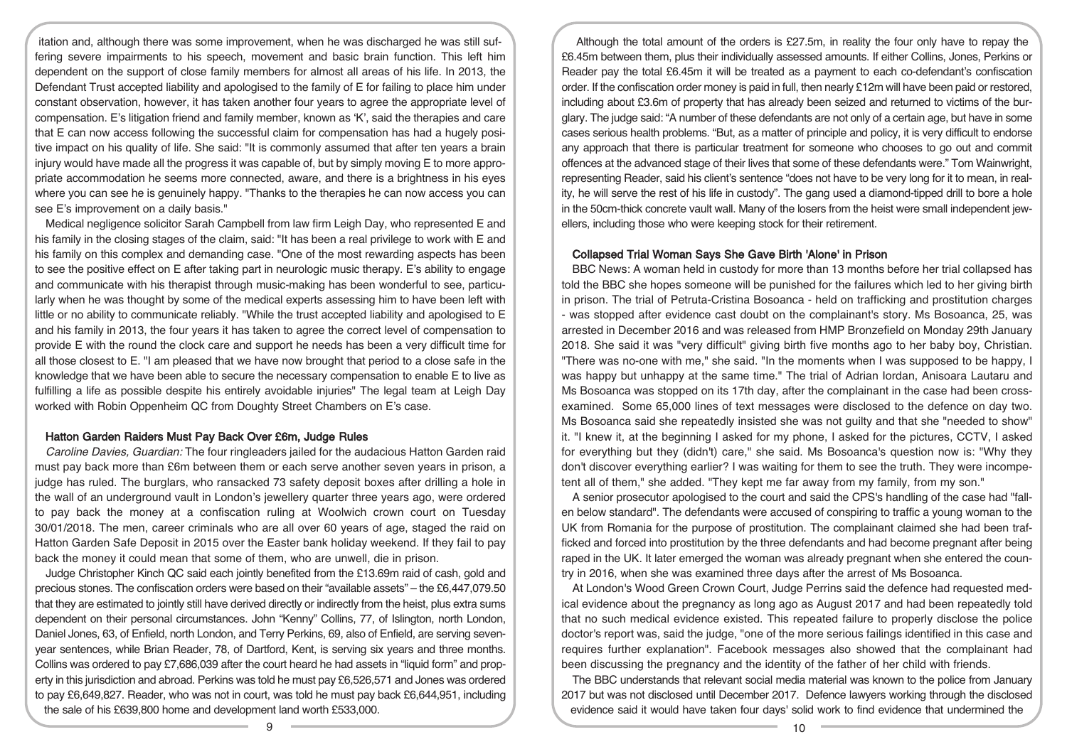itation and, although there was some improvement, when he was discharged he was still suffering severe impairments to his speech, movement and basic brain function. This left him dependent on the support of close family members for almost all areas of his life. In 2013, the Defendant Trust accepted liability and apologised to the family of E for failing to place him under constant observation, however, it has taken another four years to agree the appropriate level of compensation. E's litigation friend and family member, known as 'K', said the therapies and care that E can now access following the successful claim for compensation has had a hugely positive impact on his quality of life. She said: "It is commonly assumed that after ten years a brain injury would have made all the progress it was capable of, but by simply moving E to more appropriate accommodation he seems more connected, aware, and there is a brightness in his eyes where you can see he is genuinely happy. "Thanks to the therapies he can now access you can see E's improvement on a daily basis."

Medical negligence solicitor Sarah Campbell from law firm Leigh Day, who represented E and his family in the closing stages of the claim, said: "It has been a real privilege to work with E and his family on this complex and demanding case. "One of the most rewarding aspects has been to see the positive effect on E after taking part in neurologic music therapy. E's ability to engage and communicate with his therapist through music-making has been wonderful to see, particularly when he was thought by some of the medical experts assessing him to have been left with little or no ability to communicate reliably. "While the trust accepted liability and apologised to E and his family in 2013, the four years it has taken to agree the correct level of compensation to provide E with the round the clock care and support he needs has been a very difficult time for all those closest to E. "I am pleased that we have now brought that period to a close safe in the knowledge that we have been able to secure the necessary compensation to enable E to live as fulfilling a life as possible despite his entirely avoidable injuries" The legal team at Leigh Day worked with Robin Oppenheim QC from Doughty Street Chambers on E's case.

### Hatton Garden Raiders Must Pay Back Over £6m, Judge Rules

*Caroline Davies, Guardian:* The four ringleaders jailed for the audacious Hatton Garden raid must pay back more than £6m between them or each serve another seven years in prison, a judge has ruled. The burglars, who ransacked 73 safety deposit boxes after drilling a hole in the wall of an underground vault in London's jewellery quarter three years ago, were ordered to pay back the money at a confiscation ruling at Woolwich crown court on Tuesday 30/01/2018. The men, career criminals who are all over 60 years of age, staged the raid on Hatton Garden Safe Deposit in 2015 over the Easter bank holiday weekend. If they fail to pay back the money it could mean that some of them, who are unwell, die in prison.

Judge Christopher Kinch QC said each jointly benefited from the £13.69m raid of cash, gold and precious stones. The confiscation orders were based on their "available assets" – the £6,447,079.50 that they are estimated to jointly still have derived directly or indirectly from the heist, plus extra sums dependent on their personal circumstances. John "Kenny" Collins, 77, of Islington, north London, Daniel Jones, 63, of Enfield, north London, and Terry Perkins, 69, also of Enfield, are serving seven-year sentences, while Brian Reader, 78, of Dartford, Kent, is serving six years and three months. Collins was ordered to pay £7,686,039 after the court heard he had assets in "liquid form" and property in this jurisdiction and abroad. Perkins was told he must pay £6,526,571 and Jones was ordered to pay £6,649,827. Reader, who was not in court, was told he must pay back £6,644,951, including the sale of his £639,800 home and development land worth £533,000.

Although the total amount of the orders is £27.5m, in reality the four only have to repay the £6.45m between them, plus their individually assessed amounts. If either Collins, Jones, Perkins or Reader pay the total £6.45m it will be treated as a payment to each co-defendant's confiscation order. If the confiscation order money is paid in full, then nearly £12m will have been paid or restored, including about £3.6m of property that has already been seized and returned to victims of the burglary. The judge said: "A number of these defendants are not only of a certain age, but have in some cases serious health problems. "But, as a matter of principle and policy, it is very difficult to endorse any approach that there is particular treatment for someone who chooses to go out and commit offences at the advanced stage of their lives that some of these defendants were." Tom Wainwright, representing Reader, said his client's sentence "does not have to be very long for it to mean, in reality, he will serve the rest of his life in custody". The gang used a diamond-tipped drill to bore a hole in the 50cm-thick concrete vault wall. Many of the losers from the heist were small independent jewellers, including those who were keeping stock for their retirement.

### Collapsed Trial Woman Says She Gave Birth 'Alone' in Prison

BBC News: A woman held in custody for more than 13 months before her trial collapsed has told the BBC she hopes someone will be punished for the failures which led to her giving birth in prison. The trial of Petruta-Cristina Bosoanca - held on trafficking and prostitution charges - was stopped after evidence cast doubt on the complainant's story. Ms Bosoanca, 25, was arrested in December 2016 and was released from HMP Bronzefield on Monday 29th January 2018. She said it was "very difficult" giving birth five months ago to her baby boy, Christian. "There was no-one with me," she said. "In the moments when I was supposed to be happy, I was happy but unhappy at the same time." The trial of Adrian Iordan, Anisoara Lautaru and Ms Bosoanca was stopped on its 17th day, after the complainant in the case had been cross-examined. Some 65,000 lines of text messages were disclosed to the defence on day two. Ms Bosoanca said she repeatedly insisted she was not guilty and that she "needed to show" it. "I knew it, at the beginning I asked for my phone, I asked for the pictures, CCTV, I asked for everything but they (didn't) care," she said. Ms Bosoanca's question now is: "Why they don't discover everything earlier? I was waiting for them to see the truth. They were incompetent all of them," she added. "They kept me far away from my family, from my son."

A senior prosecutor apologised to the court and said the CPS's handling of the case had "fallen below standard". The defendants were accused of conspiring to traffic a young woman to the UK from Romania for the purpose of prostitution. The complainant claimed she had been trafficked and forced into prostitution by the three defendants and had become pregnant after being raped in the UK. It later emerged the woman was already pregnant when she entered the country in 2016, when she was examined three days after the arrest of Ms Bosoanca.

At London's Wood Green Crown Court, Judge Perrins said the defence had requested medical evidence about the pregnancy as long ago as August 2017 and had been repeatedly told that no such medical evidence existed. This repeated failure to properly disclose the police doctor's report was, said the judge, "one of the more serious failings identified in this case and requires further explanation". Facebook messages also showed that the complainant had been discussing the pregnancy and the identity of the father of her child with friends.

The BBC understands that relevant social media material was known to the police from January 2017 but was not disclosed until December 2017. Defence lawyers working through the disclosed evidence said it would have taken four days' solid work to find evidence that undermined the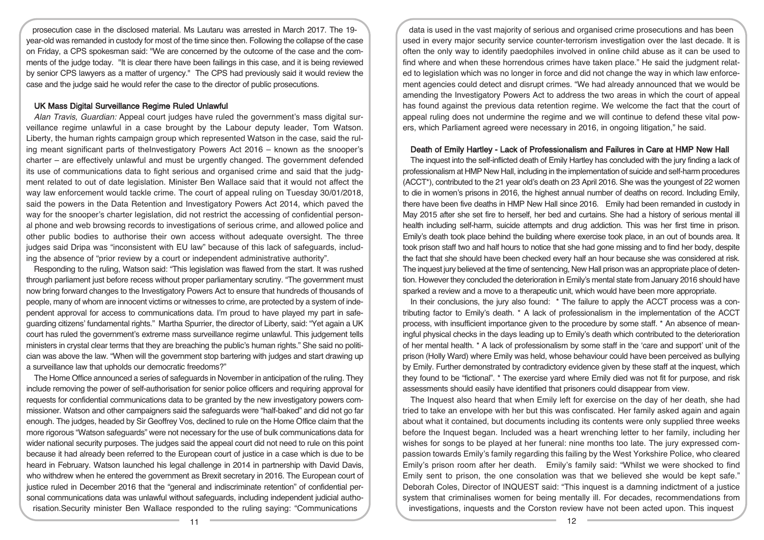prosecution case in the disclosed material. Ms Lautaru was arrested in March 2017. The 19-year-old was remanded in custody for most of the time since then. Following the collapse of the case on Friday, a CPS spokesman said: "We are concerned by the outcome of the case and the comments of the judge today. "It is clear there have been failings in this case, and it is being reviewed by senior CPS lawyers as a matter of urgency." The CPS had previously said it would review the case and the judge said he would refer the case to the director of public prosecutions.

### UK Mass Digital Surveillance Regime Ruled Unlawful

*Alan Travis, Guardian:* Appeal court judges have ruled the government's mass digital surveillance regime unlawful in a case brought by the Labour deputy leader, Tom Watson. Liberty, the human rights campaign group which represented Watson in the case, said the ruling meant significant parts of theInvestigatory Powers Act 2016 – known as the snooper's charter – are effectively unlawful and must be urgently changed. The government defended its use of communications data to fight serious and organised crime and said that the judgment related to out of date legislation. Minister Ben Wallace said that it would not affect the way law enforcement would tackle crime. The court of appeal ruling on Tuesday 30/01/2018, said the powers in the Data Retention and Investigatory Powers Act 2014, which paved the way for the snooper's charter legislation, did not restrict the accessing of confidential personal phone and web browsing records to investigations of serious crime, and allowed police and other public bodies to authorise their own access without adequate oversight. The three judges said Dripa was "inconsistent with EU law" because of this lack of safeguards, including the absence of "prior review by a court or independent administrative authority".

Responding to the ruling, Watson said: "This legislation was flawed from the start. It was rushed through parliament just before recess without proper parliamentary scrutiny. "The government must now bring forward changes to the Investigatory Powers Act to ensure that hundreds of thousands of people, many of whom are innocent victims or witnesses to crime, are protected by a system of independent approval for access to communications data. I'm proud to have played my part in safeguarding citizens' fundamental rights." Martha Spurrier, the director of Liberty, said: "Yet again a UK court has ruled the government's extreme mass surveillance regime unlawful. This judgement tells ministers in crystal clear terms that they are breaching the public's human rights." She said no politician was above the law. "When will the government stop bartering with judges and start drawing up a surveillance law that upholds our democratic freedoms?"

The Home Office announced a series of safeguards in November in anticipation of the ruling. They include removing the power of self-authorisation for senior police officers and requiring approval for requests for confidential communications data to be granted by the new investigatory powers commissioner. Watson and other campaigners said the safeguards were "half-baked" and did not go far enough. The judges, headed by Sir Geoffrey Vos, declined to rule on the Home Office claim that the more rigorous "Watson safeguards" were not necessary for the use of bulk communications data for wider national security purposes. The judges said the appeal court did not need to rule on this point because it had already been referred to the European court of justice in a case which is due to be heard in February. Watson launched his legal challenge in 2014 in partnership with David Davis, who withdrew when he entered the government as Brexit secretary in 2016. The European court of justice ruled in December 2016 that the "general and indiscriminate retention" of confidential personal communications data was unlawful without safeguards, including independent judicial authorisation.Security minister Ben Wallace responded to the ruling saying: "Communications data is used in the vast majority of serious and organised crime prosecutions and has been used in every major security service counter-terrorism investigation over the last decade. It is often the only way to identify paedophiles involved in online child abuse as it can be used to find where and when these horrendous crimes have taken place." He said the judgment related to legislation which was no longer in force and did not change the way in which law enforcement agencies could detect and disrupt crimes. "We had already announced that we would be amending the Investigatory Powers Act to address the two areas in which the court of appeal has found against the previous data retention regime. We welcome the fact that the court of appeal ruling does not undermine the regime and we will continue to defend these vital powers, which Parliament agreed were necessary in 2016, in ongoing litigation," he said.

### Death of Emily Hartley - Lack of Professionalism and Failures in Care at HMP New Hall

The inquest into the self-inflicted death of Emily Hartley has concluded with the jury finding a lack of professionalism at HMP New Hall, including in the implementation of suicide and self-harm procedures (ACCT*), contributed to the 21 year old's death on 23 April 2016. She was the youngest of 22 women to die in women's prisons in 2016, the highest annual number of deaths on record. Including Emily, there have been five deaths in HMP New Hall since 2016. Emily had been remanded in custody in May 2015 after she set fire to herself, her bed and curtains. She had a history of serious mental ill health including self-harm, suicide attempts and drug addiction. This was her first time in prison. Emily's death took place behind the building where exercise took place, in an out of bounds area. It took prison staff two and half hours to notice that she had gone missing and to find her body, despite the fact that she should have been checked every half an hour because she was considered at risk. The inquest jury believed at the time of sentencing, New Hall prison was an appropriate place of detention. However they concluded the deterioration in Emily's mental state from January 2016 should have sparked a review and a move to a therapeutic unit, which would have been more appropriate.

In their conclusions, the jury also found: * The failure to apply the ACCT process was a contributing factor to Emily's death. * A lack of professionalism in the implementation of the ACCT process, with insufficient importance given to the procedure by some staff. * An absence of meaningful physical checks in the days leading up to Emily's death which contributed to the deterioration of her mental health. * A lack of professionalism by some staff in the 'care and support' unit of the prison (Holly Ward) where Emily was held, whose behaviour could have been perceived as bullying by Emily. Further demonstrated by contradictory evidence given by these staff at the inquest, which they found to be "fictional". * The exercise yard where Emily died was not fit for purpose, and risk assessments should easily have identified that prisoners could disappear from view.

The Inquest also heard that when Emily left for exercise on the day of her death, she had tried to take an envelope with her but this was confiscated. Her family asked again and again about what it contained, but documents including its contents were only supplied three weeks before the Inquest began. Included was a heart wrenching letter to her family, including her wishes for songs to be played at her funeral: nine months too late. The jury expressed compassion towards Emily's family regarding this failing by the West Yorkshire Police, who cleared Emily's prison room after her death. Emily's family said: "Whilst we were shocked to find Emily sent to prison, the one consolation was that we believed she would be kept safe." Deborah Coles, Director of INQUEST said: "This inquest is a damning indictment of a justice system that criminalises women for being mentally ill. For decades, recommendations from investigations, inquests and the Corston review have not been acted upon. This inquest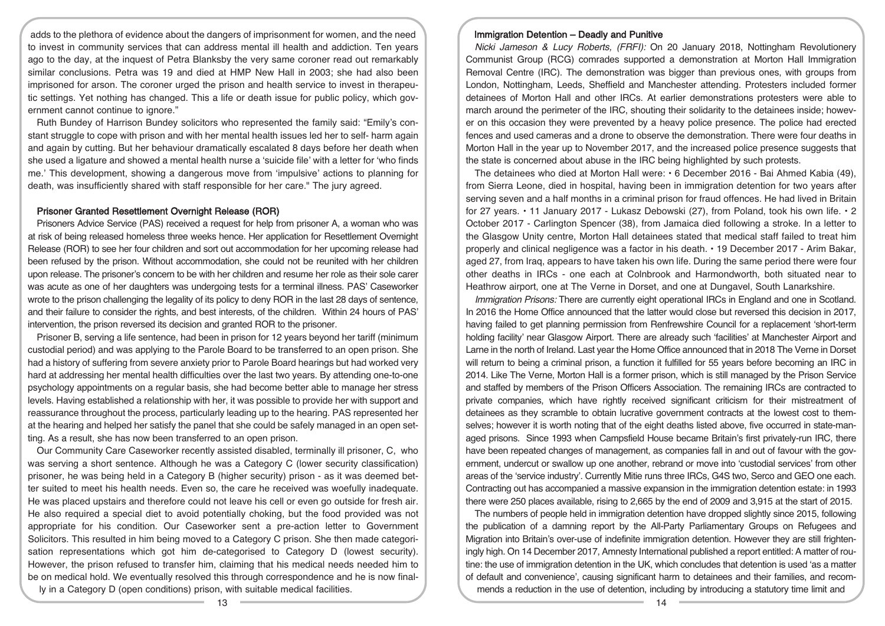adds to the plethora of evidence about the dangers of imprisonment for women, and the need to invest in community services that can address mental ill health and addiction. Ten years ago to the day, at the inquest of Petra Blanksby the very same coroner read out remarkably similar conclusions. Petra was 19 and died at HMP New Hall in 2003; she had also been imprisoned for arson. The coroner urged the prison and health service to invest in therapeutic settings. Yet nothing has changed. This a life or death issue for public policy, which government cannot continue to ignore."

Ruth Bundey of Harrison Bundey solicitors who represented the family said: "Emily's constant struggle to cope with prison and with her mental health issues led her to self- harm again and again by cutting. But her behaviour dramatically escalated 8 days before her death when she used a ligature and showed a mental health nurse a 'suicide file' with a letter for 'who finds me.' This development, showing a dangerous move from 'impulsive' actions to planning for death, was insufficiently shared with staff responsible for her care." The jury agreed.

### Prisoner Granted Resettlement Overnight Release (ROR)

Prisoners Advice Service (PAS) received a request for help from prisoner A, a woman who was at risk of being released homeless three weeks hence. Her application for Resettlement Overnight Release (ROR) to see her four children and sort out accommodation for her upcoming release had been refused by the prison. Without accommodation, she could not be reunited with her children upon release. The prisoner's concern to be with her children and resume her role as their sole carer was acute as one of her daughters was undergoing tests for a terminal illness. PAS' Caseworker wrote to the prison challenging the legality of its policy to deny ROR in the last 28 days of sentence, and their failure to consider the rights, and best interests, of the children. Within 24 hours of PAS' intervention, the prison reversed its decision and granted ROR to the prisoner.

Prisoner B, serving a life sentence, had been in prison for 12 years beyond her tariff (minimum custodial period) and was applying to the Parole Board to be transferred to an open prison. She had a history of suffering from severe anxiety prior to Parole Board hearings but had worked very hard at addressing her mental health difficulties over the last two years. By attending one-to-one psychology appointments on a regular basis, she had become better able to manage her stress levels. Having established a relationship with her, it was possible to provide her with support and reassurance throughout the process, particularly leading up to the hearing. PAS represented her at the hearing and helped her satisfy the panel that she could be safely managed in an open setting. As a result, she has now been transferred to an open prison.

Our Community Care Caseworker recently assisted disabled, terminally ill prisoner, C, who was serving a short sentence. Although he was a Category C (lower security classification) prisoner, he was being held in a Category B (higher security) prison - as it was deemed better suited to meet his health needs. Even so, the care he received was woefully inadequate. He was placed upstairs and therefore could not leave his cell or even go outside for fresh air. He also required a special diet to avoid potentially choking, but the food provided was not appropriate for his condition. Our Caseworker sent a pre-action letter to Government Solicitors. This resulted in him being moved to a Category C prison. She then made categorisation representations which got him de-categorised to Category D (lowest security). However, the prison refused to transfer him, claiming that his medical needs needed him to be on medical hold. We eventually resolved this through correspondence and he is now finally in a Category D (open conditions) prison, with suitable medical facilities.

### Immigration Detention – Deadly and Punitive

*Nicki Jameson & Lucy Roberts, (FRFI):* On 20 January 2018, Nottingham Revolutionery Communist Group (RCG) comrades supported a demonstration at Morton Hall Immigration Removal Centre (IRC). The demonstration was bigger than previous ones, with groups from London, Nottingham, Leeds, Sheffield and Manchester attending. Protesters included former detainees of Morton Hall and other IRCs. At earlier demonstrations protesters were able to march around the perimeter of the IRC, shouting their solidarity to the detainees inside; however on this occasion they were prevented by a heavy police presence. The police had erected fences and used cameras and a drone to observe the demonstration. There were four deaths in Morton Hall in the year up to November 2017, and the increased police presence suggests that the state is concerned about abuse in the IRC being highlighted by such protests.

The detainees who died at Morton Hall were: • 6 December 2016 - Bai Ahmed Kabia (49), from Sierra Leone, died in hospital, having been in immigration detention for two years after serving seven and a half months in a criminal prison for fraud offences. He had lived in Britain for 27 years. • 11 January 2017 - Lukasz Debowski (27), from Poland, took his own life. • 2 October 2017 - Carlington Spencer (38), from Jamaica died following a stroke. In a letter to the Glasgow Unity centre, Morton Hall detainees stated that medical staff failed to treat him properly and clinical negligence was a factor in his death. • 19 December 2017 - Arim Bakar, aged 27, from Iraq, appears to have taken his own life. During the same period there were four other deaths in IRCs - one each at Colnbrook and Harmondworth, both situated near to Heathrow airport, one at The Verne in Dorset, and one at Dungavel, South Lanarkshire.

*Immigration Prisons:* There are currently eight operational IRCs in England and one in Scotland. In 2016 the Home Office announced that the latter would close but reversed this decision in 2017, having failed to get planning permission from Renfrewshire Council for a replacement 'short-term holding facility' near Glasgow Airport. There are already such 'facilities' at Manchester Airport and Larne in the north of Ireland. Last year the Home Office announced that in 2018 The Verne in Dorset will return to being a criminal prison, a function it fulfilled for 55 years before becoming an IRC in 2014. Like The Verne, Morton Hall is a former prison, which is still managed by the Prison Service and staffed by members of the Prison Officers Association. The remaining IRCs are contracted to private companies, which have rightly received significant criticism for their mistreatment of detainees as they scramble to obtain lucrative government contracts at the lowest cost to themselves; however it is worth noting that of the eight deaths listed above, five occurred in state-managed prisons. Since 1993 when Campsfield House became Britain's first privately-run IRC, there have been repeated changes of management, as companies fall in and out of favour with the government, undercut or swallow up one another, rebrand or move into 'custodial services' from other areas of the 'service industry'. Currently Mitie runs three IRCs, G4S two, Serco and GEO one each. Contracting out has accompanied a massive expansion in the immigration detention estate: in 1993 there were 250 places available, rising to 2,665 by the end of 2009 and 3,915 at the start of 2015.

The numbers of people held in immigration detention have dropped slightly since 2015, following the publication of a damning report by the All-Party Parliamentary Groups on Refugees and Migration into Britain's over-use of indefinite immigration detention. However they are still frighteningly high. On 14 December 2017, Amnesty International published a report entitled: A matter of routine: the use of immigration detention in the UK, which concludes that detention is used 'as a matter of default and convenience', causing significant harm to detainees and their families, and recommends a reduction in the use of detention, including by introducing a statutory time limit and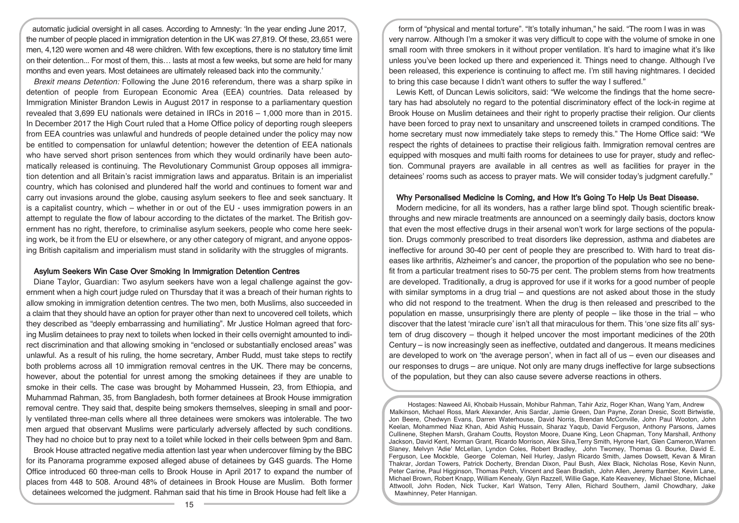automatic judicial oversight in all cases. According to Amnesty: 'In the year ending June 2017, the number of people placed in immigration detention in the UK was 27,819. Of these, 23,651 were men, 4,120 were women and 48 were children. With few exceptions, there is no statutory time limit on their detention... For most of them, this… lasts at most a few weeks, but some are held for many months and even years. Most detainees are ultimately released back into the community.'

*Brexit means Detention:* Following the June 2016 referendum, there was a sharp spike in detention of people from European Economic Area (EEA) countries. Data released by Immigration Minister Brandon Lewis in August 2017 in response to a parliamentary question revealed that 3,699 EU nationals were detained in IRCs in 2016 – 1,000 more than in 2015. In December 2017 the High Court ruled that a Home Office policy of deporting rough sleepers from EEA countries was unlawful and hundreds of people detained under the policy may now be entitled to compensation for unlawful detention; however the detention of EEA nationals who have served short prison sentences from which they would ordinarily have been automatically released is continuing. The Revolutionary Communist Group opposes all immigration detention and all Britain's racist immigration laws and apparatus. Britain is an imperialist country, which has colonised and plundered half the world and continues to foment war and carry out invasions around the globe, causing asylum seekers to flee and seek sanctuary. It is a capitalist country, which – whether in or out of the EU - uses immigration powers in an attempt to regulate the flow of labour according to the dictates of the market. The British government has no right, therefore, to criminalise asylum seekers, people who come here seeking work, be it from the EU or elsewhere, or any other category of migrant, and anyone opposing British capitalism and imperialism must stand in solidarity with the struggles of migrants.

## Asylum Seekers Win Case Over Smoking In Immigration Detention Centres

Diane Taylor, Guardian: Two asylum seekers have won a legal challenge against the government when a high court judge ruled on Thursday that it was a breach of their human rights to allow smoking in immigration detention centres. The two men, both Muslims, also succeeded in a claim that they should have an option for prayer other than next to uncovered cell toilets, which they described as "deeply embarrassing and humiliating". Mr Justice Holman agreed that forcing Muslim detainees to pray next to toilets when locked in their cells overnight amounted to indirect discrimination and that allowing smoking in "enclosed or substantially enclosed areas" was unlawful. As a result of his ruling, the home secretary, Amber Rudd, must take steps to rectify both problems across all 10 immigration removal centres in the UK. There may be concerns, however, about the potential for unrest among the smoking detainees if they are unable to smoke in their cells. The case was brought by Mohammed Hussein, 23, from Ethiopia, and Muhammad Rahman, 35, from Bangladesh, both former detainees at Brook House immigration removal centre. They said that, despite being smokers themselves, sleeping in small and poorly ventilated three-man cells where all three detainees were smokers was intolerable. The two men argued that observant Muslims were particularly adversely affected by such conditions. They had no choice but to pray next to a toilet while locked in their cells between 9pm and 8am.

Brook House attracted negative media attention last year when undercover filming by the BBC for its Panorama programme exposed alleged abuse of detainees by G4S guards. The Home Office introduced 60 three-man cells to Brook House in April 2017 to expand the number of places from 448 to 508. Around 48% of detainees in Brook House are Muslim. Both former detainees welcomed the judgment. Rahman said that his time in Brook House had felt like a form of "physical and mental torture". "It's totally inhuman," he said. "The room I was in was very narrow. Although I'm a smoker it was very difficult to cope with the volume of smoke in one small room with three smokers in it without proper ventilation. It's hard to imagine what it's like unless you've been locked up there and experienced it. Things need to change. Although I've been released, this experience is continuing to affect me. I'm still having nightmares. I decided to bring this case because I didn't want others to suffer the way I suffered."

Lewis Kett, of Duncan Lewis solicitors, said: "We welcome the findings that the home secretary has had absolutely no regard to the potential discriminatory effect of the lock-in regime at Brook House on Muslim detainees and their right to properly practise their religion. Our clients have been forced to pray next to unsanitary and unscreened toilets in cramped conditions. The home secretary must now immediately take steps to remedy this." The Home Office said: "We respect the rights of detainees to practise their religious faith. Immigration removal centres are equipped with mosques and multi faith rooms for detainees to use for prayer, study and reflection. Communal prayers are available in all centres as well as facilities for prayer in the detainees' rooms such as access to prayer mats. We will consider today's judgment carefully."

## Why Personalised Medicine Is Coming, and How It's Going To Help Us Beat Disease.

Modern medicine, for all its wonders, has a rather large blind spot. Though scientific breakthroughs and new miracle treatments are announced on a seemingly daily basis, doctors know that even the most effective drugs in their arsenal won't work for large sections of the population. Drugs commonly prescribed to treat disorders like depression, asthma and diabetes are ineffective for around 30-40 per cent of people they are prescribed to. With hard to treat diseases like arthritis, Alzheimer's and cancer, the proportion of the population who see no benefit from a particular treatment rises to 50-75 per cent. The problem stems from how treatments are developed. Traditionally, a drug is approved for use if it works for a good number of people with similar symptoms in a drug trial – and questions are not asked about those in the study who did not respond to the treatment. When the drug is then released and prescribed to the population en masse, unsurprisingly there are plenty of people – like those in the trial – who discover that the latest 'miracle cure' isn't all that miraculous for them. This 'one size fits all' system of drug discovery – though it helped uncover the most important medicines of the 20th Century – is now increasingly seen as ineffective, outdated and dangerous. It means medicines are developed to work on 'the average person', when in fact all of us – even our diseases and our responses to drugs – are unique. Not only are many drugs ineffective for large subsections of the population, but they can also cause severe adverse reactions in others.

Hostages: Naweed Ali, Khobaib Hussain, Mohibur Rahman, Tahir Aziz, Roger Khan, Wang Yam, Andrew Malkinson, Michael Ross, Mark Alexander, Anis Sardar, Jamie Green, Dan Payne, Zoran Dresic, Scott Birtwistle, Jon Beere, Chedwyn Evans, Darren Waterhouse, David Norris, Brendan McConville, John Paul Wooton, John Keelan, Mohammed Niaz Khan, Abid Ashiq Hussain, Sharaz Yaqub, David Ferguson, Anthony Parsons, James Cullinene, Stephen Marsh, Graham Coutts, Royston Moore, Duane King, Leon Chapman, Tony Marshall, Anthony Jackson, David Kent, Norman Grant, Ricardo Morrison, Alex Silva,Terry Smith, Hyrone Hart, Glen Cameron,Warren Slaney, Melvyn 'Adie' McLellan, Lyndon Coles, Robert Bradley, John Twomey, Thomas G. Bourke, David E. Ferguson, Lee Mockble, George Coleman, Neil Hurley, Jaslyn Ricardo Smith, James Dowsett, Kevan & Miran Thakrar, Jordan Towers, Patrick Docherty, Brendan Dixon, Paul Bush, Alex Black, Nicholas Rose, Kevin Nunn, Peter Carine, Paul Higginson, Thomas Petch, Vincent and Sean Bradish, John Allen, Jeremy Bamber, Kevin Lane, Michael Brown, Robert Knapp, William Kenealy, Glyn Razzell, Willie Gage, Kate Keaveney, Michael Stone, Michael Attwooll, John Roden, Nick Tucker, Karl Watson, Terry Allen, Richard Southern, Jamil Chowdhary, Jake Mawhinney, Peter Hannigan.